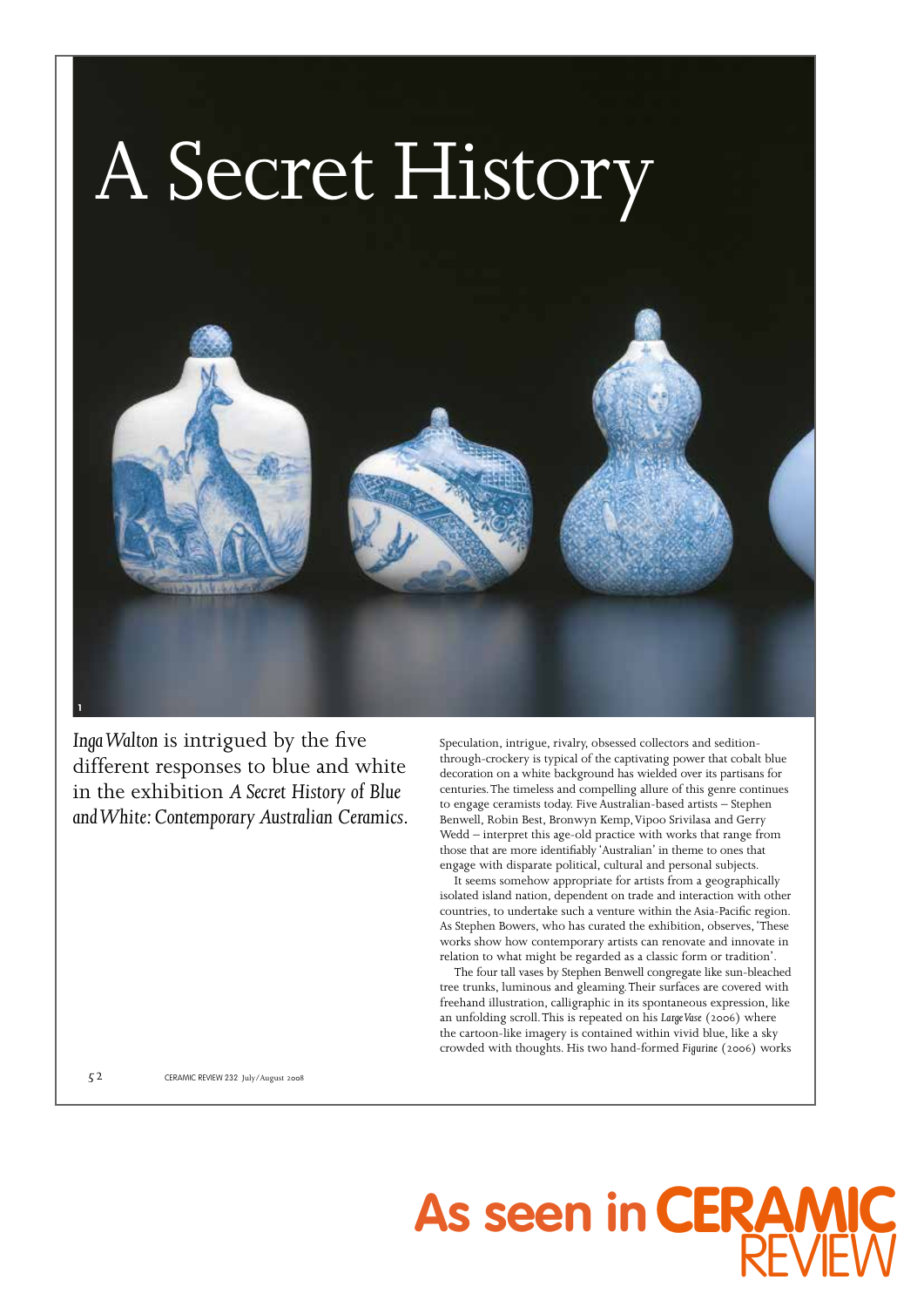# A Secret History

*Inga Walton* is intrigued by the five different responses to blue and white in the exhibition *A Secret History of Blue and White: Contemporary Australian Ceramics*.

Speculation, intrigue, rivalry, obsessed collectors and sedition-through-crockery is typical of the captivating power that cobalt blue decoration on a white background has wielded over its partisans for centuries. The timeless and compelling allure of this genre continues to engage ceramists today. Five Australian-based artists – Stephen Benwell, Robin Best, Bronwyn Kemp, Vipoo Srivilasa and Gerry Wedd – interpret this age-old practice with works that range from those that are more identifiably 'Australian' in theme to ones that engage with disparate political, cultural and personal subjects.

It seems somehow appropriate for artists from a geographically isolated island nation, dependent on trade and interaction with other countries, to undertake such a venture within the Asia-Pacific region. As Stephen Bowers, who has curated the exhibition, observes, 'These works show how contemporary artists can renovate and innovate in relation to what might be regarded as a classic form or tradition'.

The four tall vases by Stephen Benwell congregate like sun-bleached tree trunks, luminous and gleaming. Their surfaces are covered with freehand illustration, calligraphic in its spontaneous expression, like an unfolding scroll. This is repeated on his *Large Vase* (2006) where the cartoon-like imagery is contained within vivid blue, like a sky crowded with thoughts. His two hand-formed *Figurine* (2006) works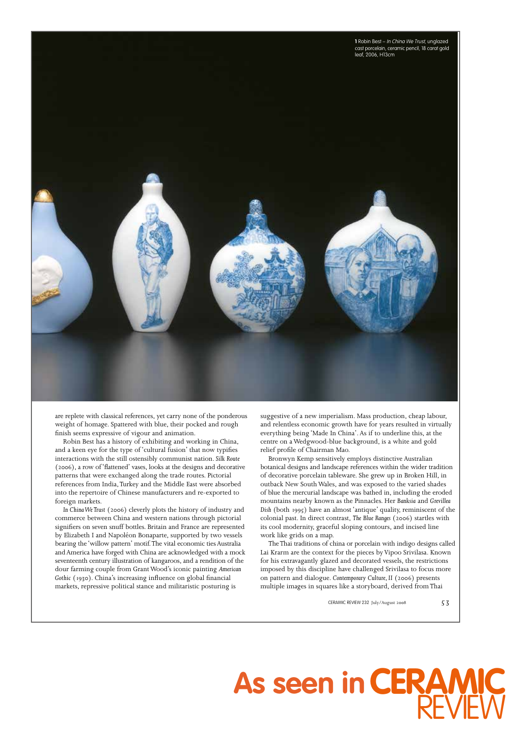**1** Robin Best – *In China We Trust*, unglazed cast porcelain, ceramic pencil, 18 carat gold leaf, 2006, H13cm

are replete with classical references, yet carry none of the ponderous weight of homage. Spattered with blue, their pocked and rough finish seems expressive of vigour and animation.

Robin Best has a history of exhibiting and working in China, and a keen eye for the type of 'cultural fusion' that now typifies interactions with the still ostensibly communist nation. *Silk Route* (2006), a row of 'flattened' vases, looks at the designs and decorative patterns that were exchanged along the trade routes. Pictorial references from India, Turkey and the Middle East were absorbed into the repertoire of Chinese manufacturers and re-exported to foreign markets.

*In China We Trust* (2006) cleverly plots the history of industry and commerce between China and western nations through pictorial signifiers on seven snuff bottles. Britain and France are represented by Elizabeth I and Napoléon Bonaparte, supported by two vessels bearing the 'willow pattern' motif. The vital economic ties Australia and America have forged with China are acknowledged with a mock seventeenth century illustration of kangaroos, and a rendition of the dour farming couple from Grant Wood's iconic painting *American Gothic* (1930). China's increasing influence on global financial markets, repressive political stance and militaristic posturing is suggestive of a new imperialism. Mass production, cheap labour, and relentless economic growth have for years resulted in virtually everything being 'Made In China'. As if to underline this, at the centre on a Wedgwood-blue background, is a white and gold relief profile of Chairman Mao.

Bronwyn Kemp sensitively employs distinctive Australian botanical designs and landscape references within the wider tradition of decorative porcelain tableware. She grew up in Broken Hill, in outback New South Wales, and was exposed to the varied shades of blue the mercurial landscape was bathed in, including the eroded mountains nearby known as the Pinnacles. Her *Banksia* and *Grevillea Dish* (both 1995) have an almost 'antique' quality, reminiscent of the colonial past. In direct contrast, *The Blue Ranges* (2006) startles with its cool modernity, graceful sloping contours, and incised line work like grids on a map.

The Thai traditions of china or porcelain with indigo designs called Lai Krarm are the context for the pieces by Vipoo Srivilasa. Known for his extravagantly glazed and decorated vessels, the restrictions imposed by this discipline have challenged Srivilasa to focus more on pattern and dialogue. *Contemporary Culture, II* (2006) presents multiple images in squares like a storyboard, derived from Thai

As seen in CERAMIC REVIEW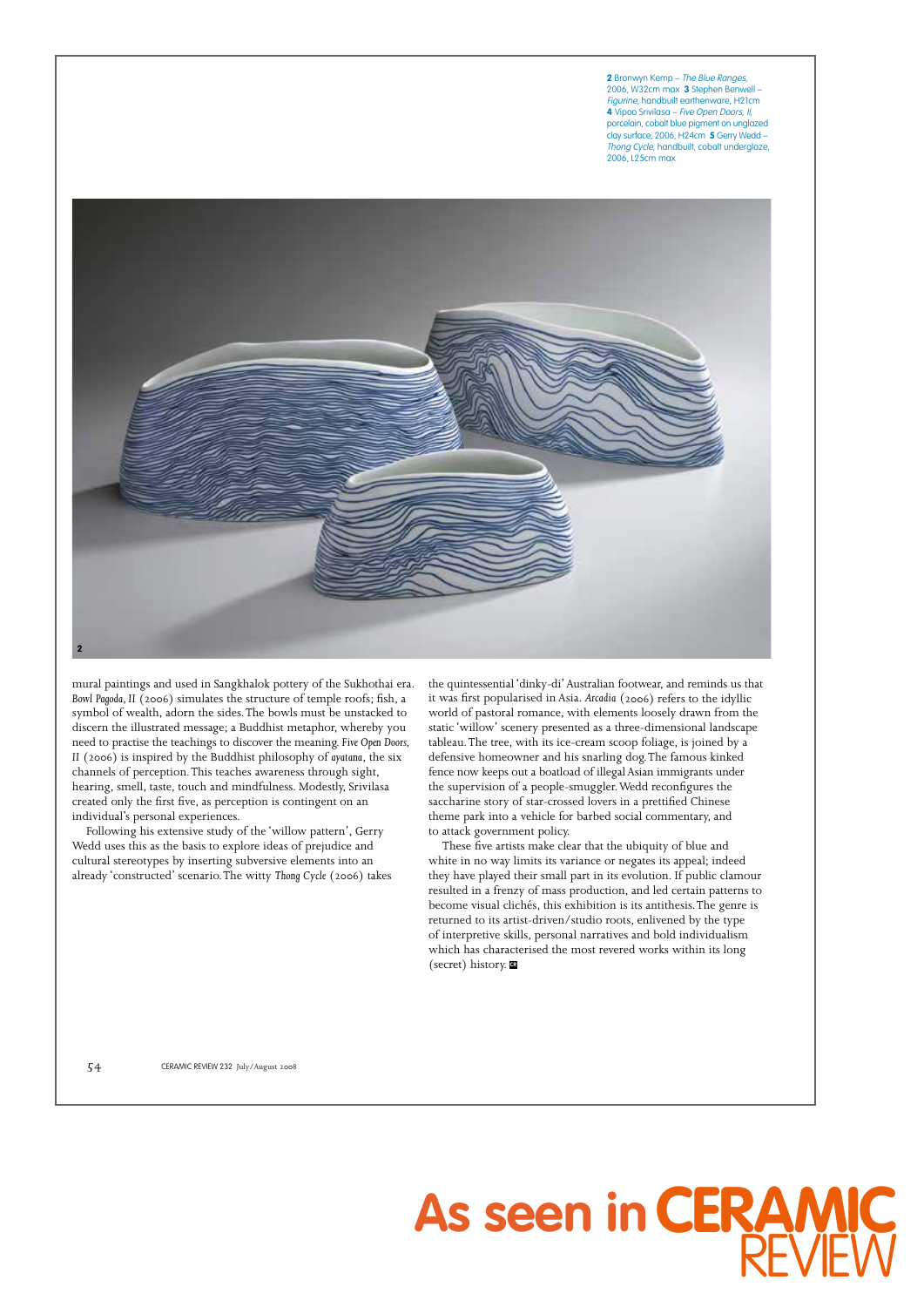**2** Bronwyn Kemp – *The Blue Ranges*, 2006, W32cm max **3** Stephen Benwell – *Figurine*, handbuilt earthenware, H21cm **4** Vipoo Srivilasa – *Five Open Doors, II*, porcelain, cobalt blue pigment on unglazed clay surface, 2006, H24cm **5** Gerry Wedd – *Thong Cycle*, handbuilt, cobalt underglaze, 2006, L25cm max

mural paintings and used in Sangkhalok pottery of the Sukhothai era. *Bowl Pagoda, II* (2006) simulates the structure of temple roofs; fish, a symbol of wealth, adorn the sides. The bowls must be unstacked to discern the illustrated message; a Buddhist metaphor, whereby you need to practise the teachings to discover the meaning. *Five Open Doors, II* (2006) is inspired by the Buddhist philosophy of *ayatana*, the six channels of perception. This teaches awareness through sight, hearing, smell, taste, touch and mindfulness. Modestly, Srivilasa created only the first five, as perception is contingent on an individual's personal experiences.

Following his extensive study of the 'willow pattern', Gerry Wedd uses this as the basis to explore ideas of prejudice and cultural stereotypes by inserting subversive elements into an already 'constructed' scenario. The witty *Thong Cycle* (2006) takes the quintessential 'dinky-di' Australian footwear, and reminds us that it was first popularised in Asia. *Arcadia* (2006) refers to the idyllic world of pastoral romance, with elements loosely drawn from the static 'willow' scenery presented as a three-dimensional landscape tableau. The tree, with its ice-cream scoop foliage, is joined by a defensive homeowner and his snarling dog. The famous kinked fence now keeps out a boatload of illegal Asian immigrants under the supervision of a people-smuggler. Wedd reconfigures the saccharine story of star-crossed lovers in a prettified Chinese theme park into a vehicle for barbed social commentary, and to attack government policy.

These five artists make clear that the ubiquity of blue and white in no way limits its variance or negates its appeal; indeed they have played their small part in its evolution. If public clamour resulted in a frenzy of mass production, and led certain patterns to become visual clichés, this exhibition is its antithesis. The genre is returned to its artist-driven/studio roots, enlivened by the type of interpretive skills, personal narratives and bold individualism which has characterised the most revered works within its long (secret) history.

As seen in CERAMIC REVIEW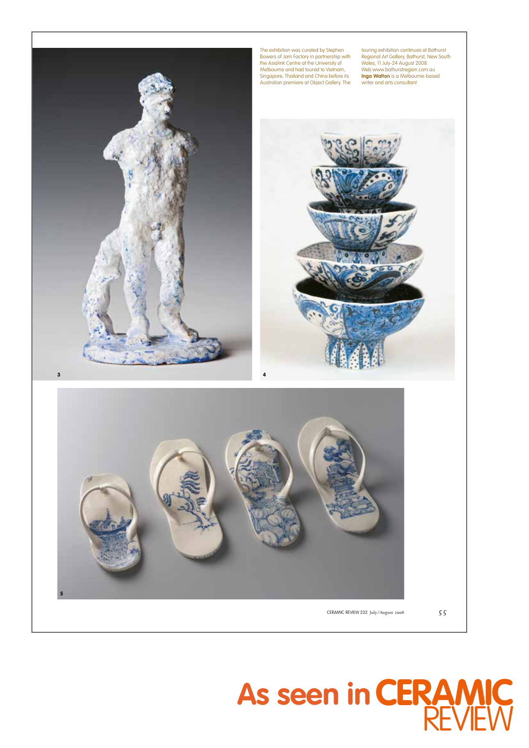The exhibition was curated by Stephen Bowers of Jam Factory in partnership with the Asialink Centre at the University of Melbourne and had toured to Vietnam, Singapore, Thailand and China before its Australian premiere at Object Gallery. The touring exhibition continues at Bathurst Regional Art Gallery, Bathurst, New South Wales, 11 July-24 August 2008.
Web www.bathurstregion.com.au

**Inga Walton** is a Melbourne-based writer and arts consultant

3

4

5

As seen in CERAMIC REVIEW